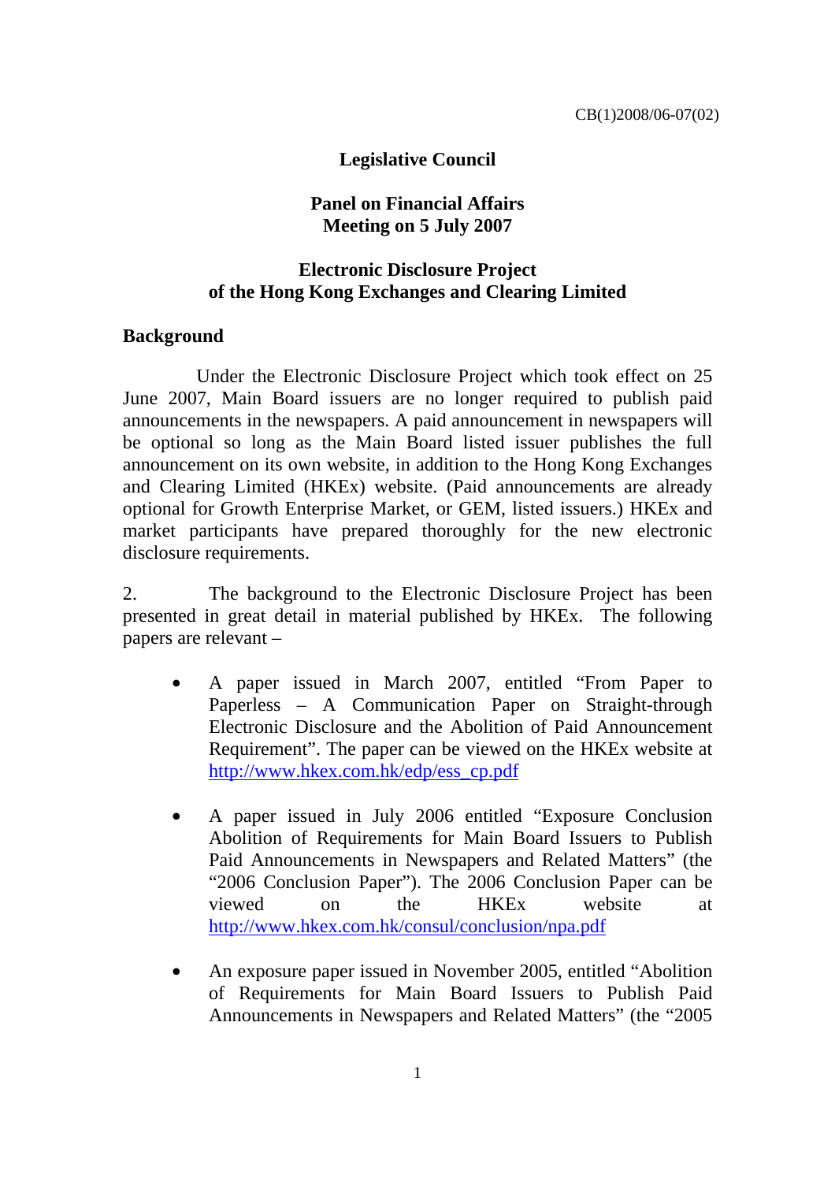CB(1)2008/06-07(02)

# Legislative Council

## Panel on Financial Affairs
## Meeting on 5 July 2007

## Electronic Disclosure Project of the Hong Kong Exchanges and Clearing Limited

### Background

Under the Electronic Disclosure Project which took effect on 25 June 2007, Main Board issuers are no longer required to publish paid announcements in the newspapers. A paid announcement in newspapers will be optional so long as the Main Board listed issuer publishes the full announcement on its own website, in addition to the Hong Kong Exchanges and Clearing Limited (HKEx) website. (Paid announcements are already optional for Growth Enterprise Market, or GEM, listed issuers.) HKEx and market participants have prepared thoroughly for the new electronic disclosure requirements.

2. The background to the Electronic Disclosure Project has been presented in great detail in material published by HKEx. The following papers are relevant –

- A paper issued in March 2007, entitled "From Paper to Paperless – A Communication Paper on Straight-through Electronic Disclosure and the Abolition of Paid Announcement Requirement". The paper can be viewed on the HKEx website at http://www.hkex.com.hk/edp/ess_cp.pdf

- A paper issued in July 2006 entitled "Exposure Conclusion Abolition of Requirements for Main Board Issuers to Publish Paid Announcements in Newspapers and Related Matters" (the "2006 Conclusion Paper"). The 2006 Conclusion Paper can be viewed on the HKEx website at http://www.hkex.com.hk/consul/conclusion/npa.pdf

- An exposure paper issued in November 2005, entitled "Abolition of Requirements for Main Board Issuers to Publish Paid Announcements in Newspapers and Related Matters" (the "2005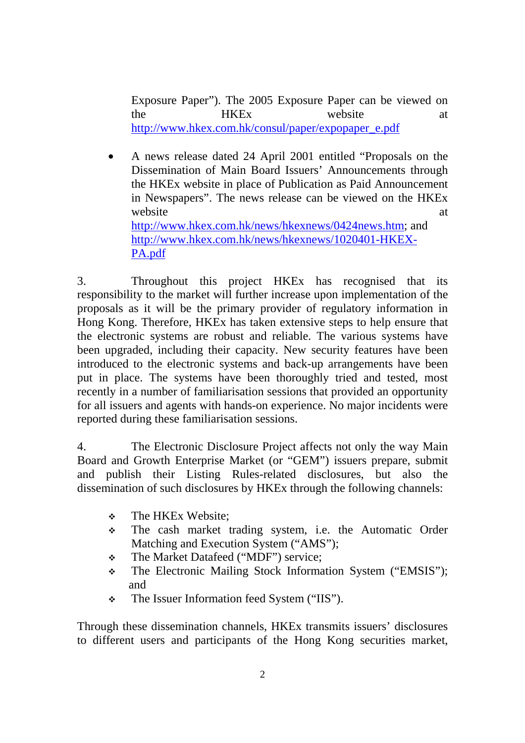Exposure Paper"). The 2005 Exposure Paper can be viewed on the HKEx website at http://www.hkex.com.hk/consul/paper/expopaper_e.pdf

- A news release dated 24 April 2001 entitled "Proposals on the Dissemination of Main Board Issuers' Announcements through the HKEx website in place of Publication as Paid Announcement in Newspapers". The news release can be viewed on the HKEx website at http://www.hkex.com.hk/news/hkexnews/0424news.htm; and http://www.hkex.com.hk/news/hkexnews/1020401-HKEX-PA.pdf

3. Throughout this project HKEx has recognised that its responsibility to the market will further increase upon implementation of the proposals as it will be the primary provider of regulatory information in Hong Kong. Therefore, HKEx has taken extensive steps to help ensure that the electronic systems are robust and reliable. The various systems have been upgraded, including their capacity. New security features have been introduced to the electronic systems and back-up arrangements have been put in place. The systems have been thoroughly tried and tested, most recently in a number of familiarisation sessions that provided an opportunity for all issuers and agents with hands-on experience. No major incidents were reported during these familiarisation sessions.

4. The Electronic Disclosure Project affects not only the way Main Board and Growth Enterprise Market (or "GEM") issuers prepare, submit and publish their Listing Rules-related disclosures, but also the dissemination of such disclosures by HKEx through the following channels:

- The HKEx Website;
- The cash market trading system, i.e. the Automatic Order Matching and Execution System ("AMS");
- The Market Datafeed ("MDF") service;
- The Electronic Mailing Stock Information System ("EMSIS"); and
- The Issuer Information feed System ("IIS").

Through these dissemination channels, HKEx transmits issuers' disclosures to different users and participants of the Hong Kong securities market,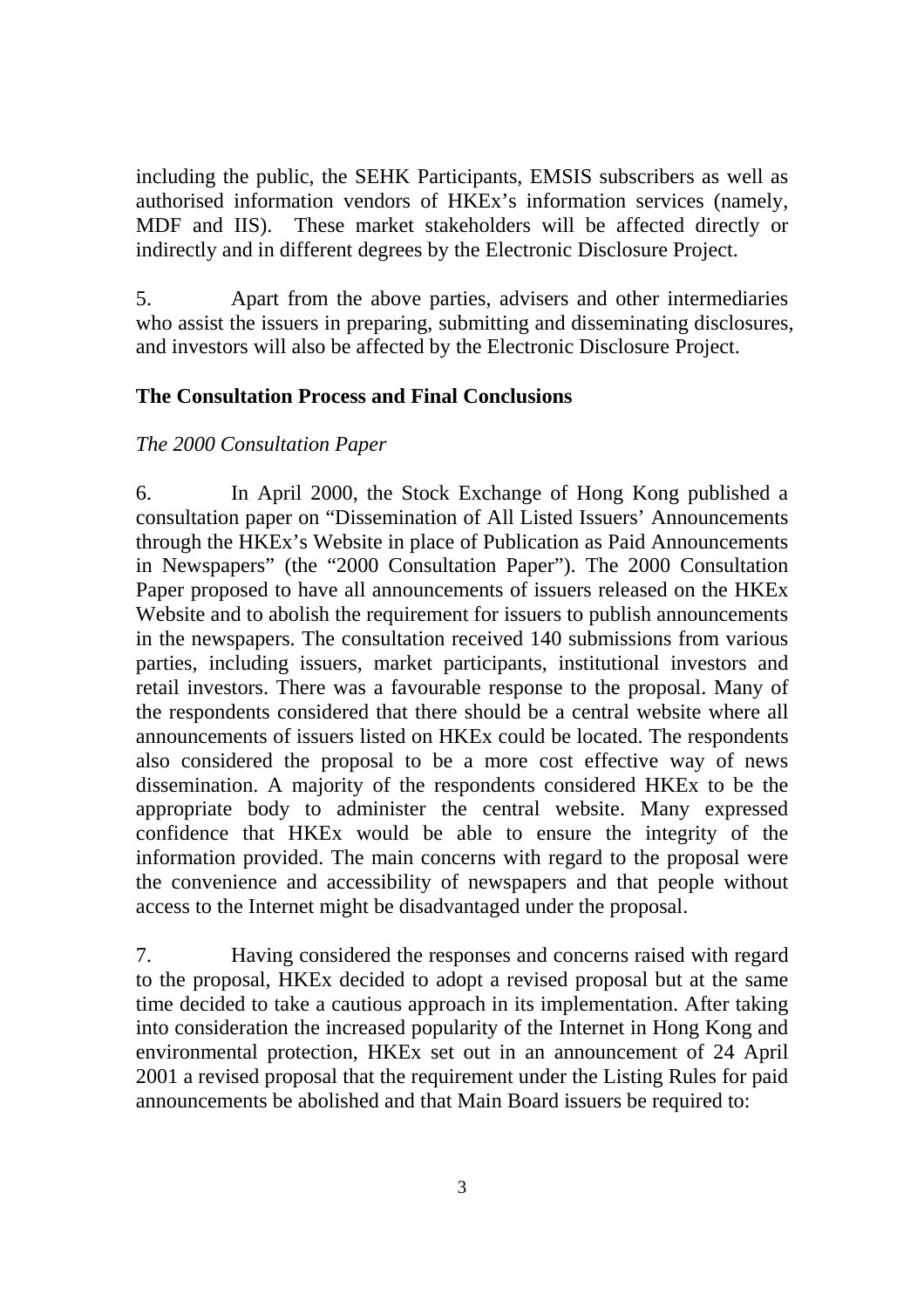including the public, the SEHK Participants, EMSIS subscribers as well as authorised information vendors of HKEx's information services (namely, MDF and IIS). These market stakeholders will be affected directly or indirectly and in different degrees by the Electronic Disclosure Project.

5. Apart from the above parties, advisers and other intermediaries who assist the issuers in preparing, submitting and disseminating disclosures, and investors will also be affected by the Electronic Disclosure Project.

**The Consultation Process and Final Conclusions**

*The 2000 Consultation Paper*

6. In April 2000, the Stock Exchange of Hong Kong published a consultation paper on "Dissemination of All Listed Issuers' Announcements through the HKEx's Website in place of Publication as Paid Announcements in Newspapers" (the "2000 Consultation Paper"). The 2000 Consultation Paper proposed to have all announcements of issuers released on the HKEx Website and to abolish the requirement for issuers to publish announcements in the newspapers. The consultation received 140 submissions from various parties, including issuers, market participants, institutional investors and retail investors. There was a favourable response to the proposal. Many of the respondents considered that there should be a central website where all announcements of issuers listed on HKEx could be located. The respondents also considered the proposal to be a more cost effective way of news dissemination. A majority of the respondents considered HKEx to be the appropriate body to administer the central website. Many expressed confidence that HKEx would be able to ensure the integrity of the information provided. The main concerns with regard to the proposal were the convenience and accessibility of newspapers and that people without access to the Internet might be disadvantaged under the proposal.

7. Having considered the responses and concerns raised with regard to the proposal, HKEx decided to adopt a revised proposal but at the same time decided to take a cautious approach in its implementation. After taking into consideration the increased popularity of the Internet in Hong Kong and environmental protection, HKEx set out in an announcement of 24 April 2001 a revised proposal that the requirement under the Listing Rules for paid announcements be abolished and that Main Board issuers be required to: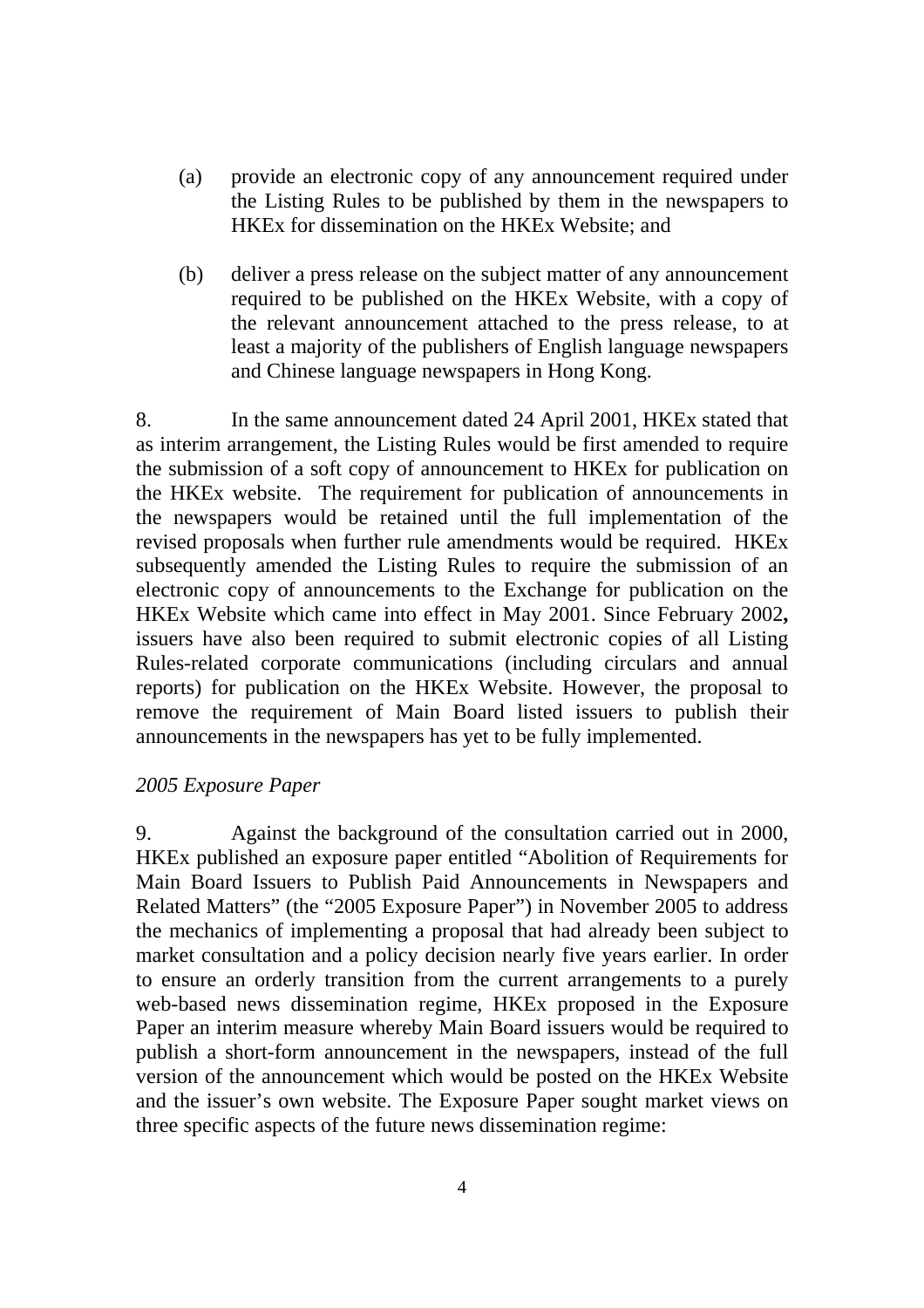(a) provide an electronic copy of any announcement required under the Listing Rules to be published by them in the newspapers to HKEx for dissemination on the HKEx Website; and

(b) deliver a press release on the subject matter of any announcement required to be published on the HKEx Website, with a copy of the relevant announcement attached to the press release, to at least a majority of the publishers of English language newspapers and Chinese language newspapers in Hong Kong.

8. In the same announcement dated 24 April 2001, HKEx stated that as interim arrangement, the Listing Rules would be first amended to require the submission of a soft copy of announcement to HKEx for publication on the HKEx website. The requirement for publication of announcements in the newspapers would be retained until the full implementation of the revised proposals when further rule amendments would be required. HKEx subsequently amended the Listing Rules to require the submission of an electronic copy of announcements to the Exchange for publication on the HKEx Website which came into effect in May 2001. Since February 2002**,** issuers have also been required to submit electronic copies of all Listing Rules-related corporate communications (including circulars and annual reports) for publication on the HKEx Website. However, the proposal to remove the requirement of Main Board listed issuers to publish their announcements in the newspapers has yet to be fully implemented.

*2005 Exposure Paper*

9. Against the background of the consultation carried out in 2000, HKEx published an exposure paper entitled "Abolition of Requirements for Main Board Issuers to Publish Paid Announcements in Newspapers and Related Matters" (the "2005 Exposure Paper") in November 2005 to address the mechanics of implementing a proposal that had already been subject to market consultation and a policy decision nearly five years earlier. In order to ensure an orderly transition from the current arrangements to a purely web-based news dissemination regime, HKEx proposed in the Exposure Paper an interim measure whereby Main Board issuers would be required to publish a short-form announcement in the newspapers, instead of the full version of the announcement which would be posted on the HKEx Website and the issuer's own website. The Exposure Paper sought market views on three specific aspects of the future news dissemination regime: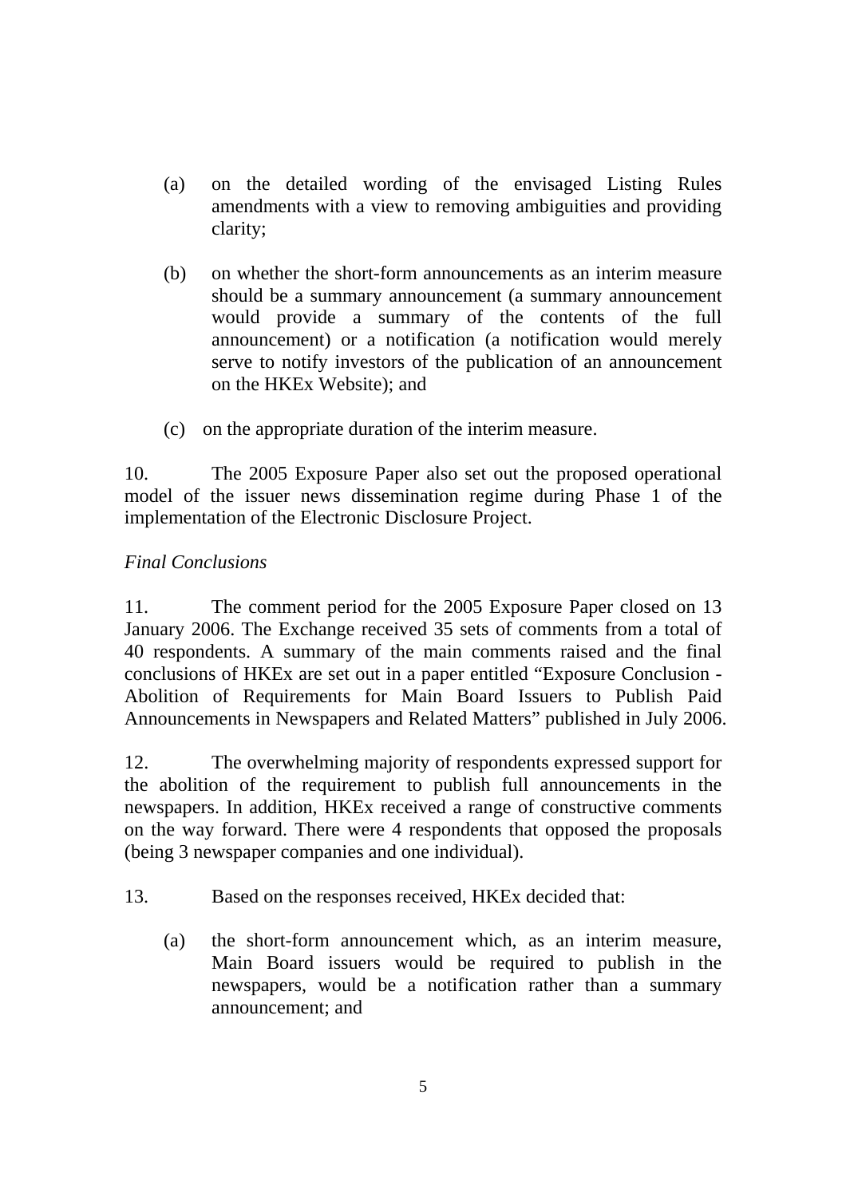(a) on the detailed wording of the envisaged Listing Rules amendments with a view to removing ambiguities and providing clarity;

(b) on whether the short-form announcements as an interim measure should be a summary announcement (a summary announcement would provide a summary of the contents of the full announcement) or a notification (a notification would merely serve to notify investors of the publication of an announcement on the HKEx Website); and

(c) on the appropriate duration of the interim measure.

10. The 2005 Exposure Paper also set out the proposed operational model of the issuer news dissemination regime during Phase 1 of the implementation of the Electronic Disclosure Project.

*Final Conclusions*

11. The comment period for the 2005 Exposure Paper closed on 13 January 2006. The Exchange received 35 sets of comments from a total of 40 respondents. A summary of the main comments raised and the final conclusions of HKEx are set out in a paper entitled "Exposure Conclusion - Abolition of Requirements for Main Board Issuers to Publish Paid Announcements in Newspapers and Related Matters" published in July 2006.

12. The overwhelming majority of respondents expressed support for the abolition of the requirement to publish full announcements in the newspapers. In addition, HKEx received a range of constructive comments on the way forward. There were 4 respondents that opposed the proposals (being 3 newspaper companies and one individual).

13. Based on the responses received, HKEx decided that:

(a) the short-form announcement which, as an interim measure, Main Board issuers would be required to publish in the newspapers, would be a notification rather than a summary announcement; and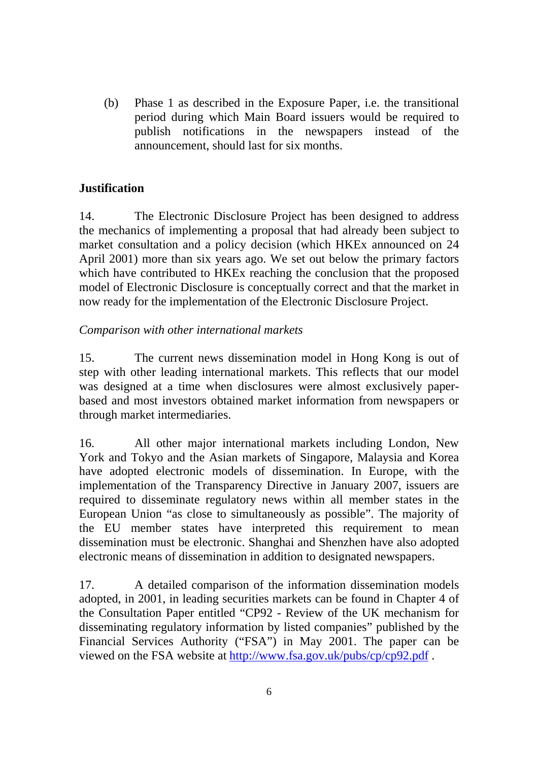(b) Phase 1 as described in the Exposure Paper, i.e. the transitional period during which Main Board issuers would be required to publish notifications in the newspapers instead of the announcement, should last for six months.

**Justification**

14. The Electronic Disclosure Project has been designed to address the mechanics of implementing a proposal that had already been subject to market consultation and a policy decision (which HKEx announced on 24 April 2001) more than six years ago. We set out below the primary factors which have contributed to HKEx reaching the conclusion that the proposed model of Electronic Disclosure is conceptually correct and that the market in now ready for the implementation of the Electronic Disclosure Project.

*Comparison with other international markets*

15. The current news dissemination model in Hong Kong is out of step with other leading international markets. This reflects that our model was designed at a time when disclosures were almost exclusively paper-based and most investors obtained market information from newspapers or through market intermediaries.

16. All other major international markets including London, New York and Tokyo and the Asian markets of Singapore, Malaysia and Korea have adopted electronic models of dissemination. In Europe, with the implementation of the Transparency Directive in January 2007, issuers are required to disseminate regulatory news within all member states in the European Union "as close to simultaneously as possible". The majority of the EU member states have interpreted this requirement to mean dissemination must be electronic. Shanghai and Shenzhen have also adopted electronic means of dissemination in addition to designated newspapers.

17. A detailed comparison of the information dissemination models adopted, in 2001, in leading securities markets can be found in Chapter 4 of the Consultation Paper entitled "CP92 - Review of the UK mechanism for disseminating regulatory information by listed companies" published by the Financial Services Authority ("FSA") in May 2001. The paper can be viewed on the FSA website at http://www.fsa.gov.uk/pubs/cp/cp92.pdf .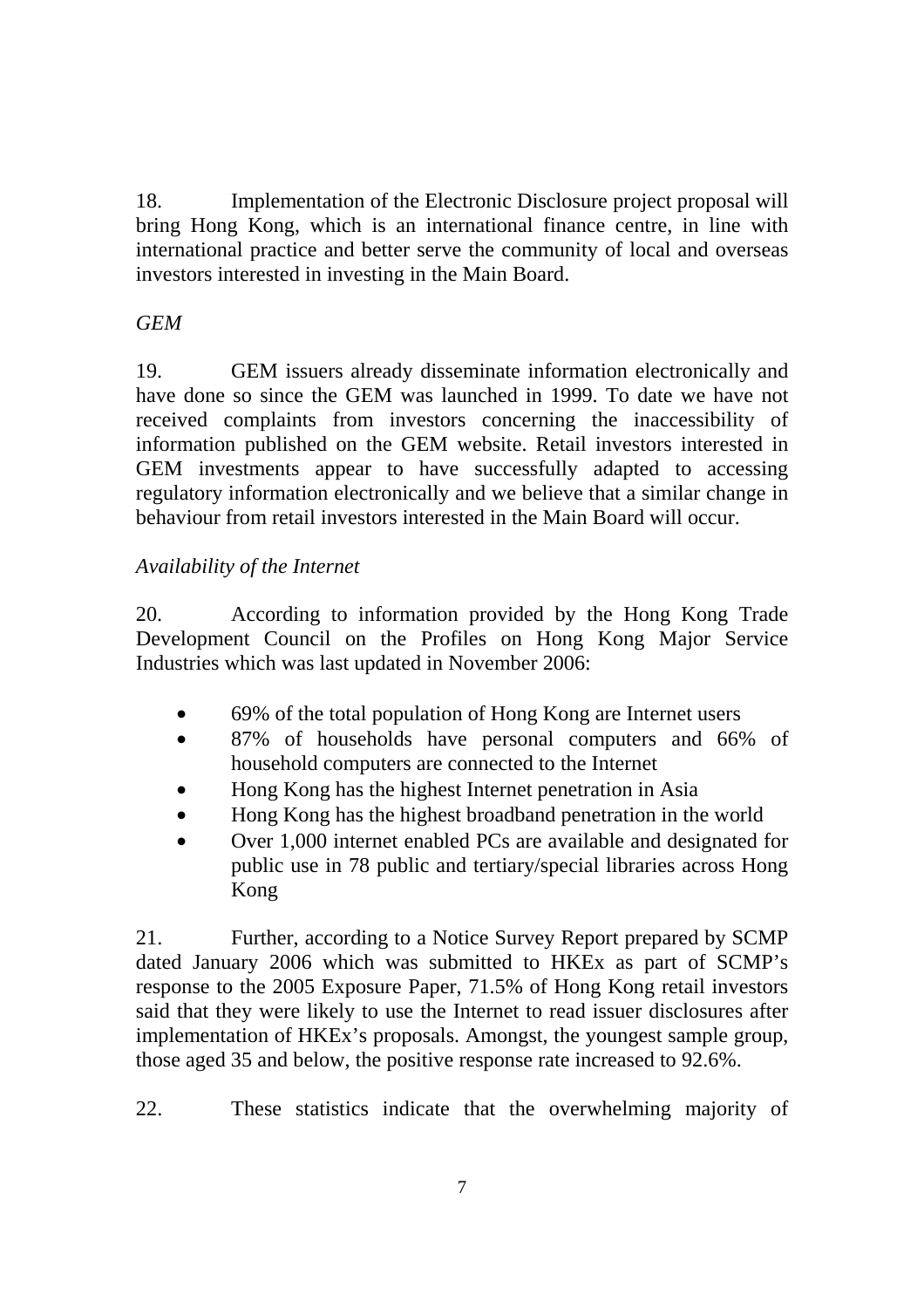18. Implementation of the Electronic Disclosure project proposal will bring Hong Kong, which is an international finance centre, in line with international practice and better serve the community of local and overseas investors interested in investing in the Main Board.

*GEM*

19. GEM issuers already disseminate information electronically and have done so since the GEM was launched in 1999. To date we have not received complaints from investors concerning the inaccessibility of information published on the GEM website. Retail investors interested in GEM investments appear to have successfully adapted to accessing regulatory information electronically and we believe that a similar change in behaviour from retail investors interested in the Main Board will occur.

*Availability of the Internet*

20. According to information provided by the Hong Kong Trade Development Council on the Profiles on Hong Kong Major Service Industries which was last updated in November 2006:

- 69% of the total population of Hong Kong are Internet users
- 87% of households have personal computers and 66% of household computers are connected to the Internet
- Hong Kong has the highest Internet penetration in Asia
- Hong Kong has the highest broadband penetration in the world
- Over 1,000 internet enabled PCs are available and designated for public use in 78 public and tertiary/special libraries across Hong Kong

21. Further, according to a Notice Survey Report prepared by SCMP dated January 2006 which was submitted to HKEx as part of SCMP's response to the 2005 Exposure Paper, 71.5% of Hong Kong retail investors said that they were likely to use the Internet to read issuer disclosures after implementation of HKEx's proposals. Amongst, the youngest sample group, those aged 35 and below, the positive response rate increased to 92.6%.

22. These statistics indicate that the overwhelming majority of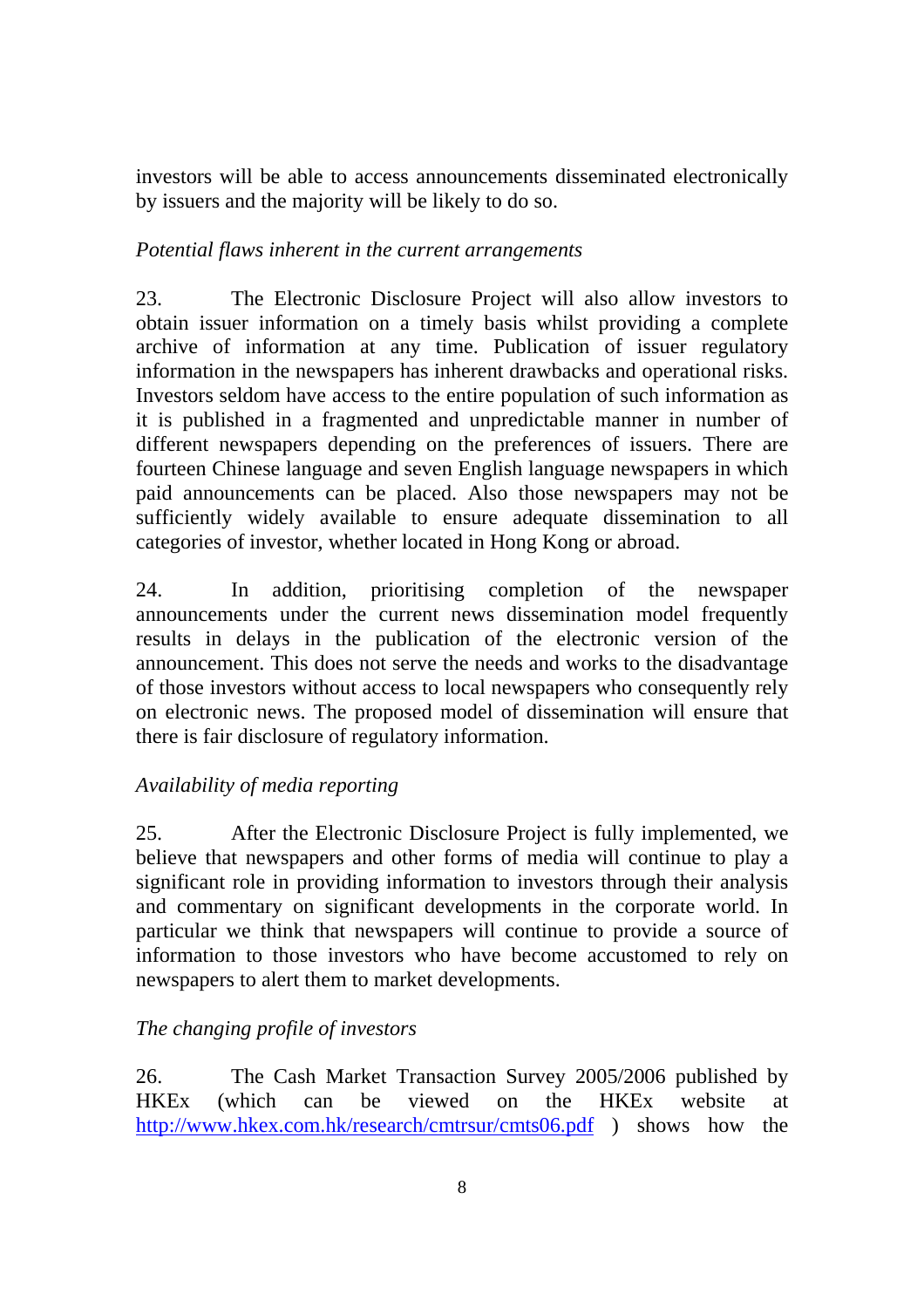investors will be able to access announcements disseminated electronically by issuers and the majority will be likely to do so.

*Potential flaws inherent in the current arrangements*

23. The Electronic Disclosure Project will also allow investors to obtain issuer information on a timely basis whilst providing a complete archive of information at any time. Publication of issuer regulatory information in the newspapers has inherent drawbacks and operational risks. Investors seldom have access to the entire population of such information as it is published in a fragmented and unpredictable manner in number of different newspapers depending on the preferences of issuers. There are fourteen Chinese language and seven English language newspapers in which paid announcements can be placed. Also those newspapers may not be sufficiently widely available to ensure adequate dissemination to all categories of investor, whether located in Hong Kong or abroad.

24. In addition, prioritising completion of the newspaper announcements under the current news dissemination model frequently results in delays in the publication of the electronic version of the announcement. This does not serve the needs and works to the disadvantage of those investors without access to local newspapers who consequently rely on electronic news. The proposed model of dissemination will ensure that there is fair disclosure of regulatory information.

*Availability of media reporting*

25. After the Electronic Disclosure Project is fully implemented, we believe that newspapers and other forms of media will continue to play a significant role in providing information to investors through their analysis and commentary on significant developments in the corporate world. In particular we think that newspapers will continue to provide a source of information to those investors who have become accustomed to rely on newspapers to alert them to market developments.

*The changing profile of investors*

26. The Cash Market Transaction Survey 2005/2006 published by HKEx (which can be viewed on the HKEx website at http://www.hkex.com.hk/research/cmtrsur/cmts06.pdf ) shows how the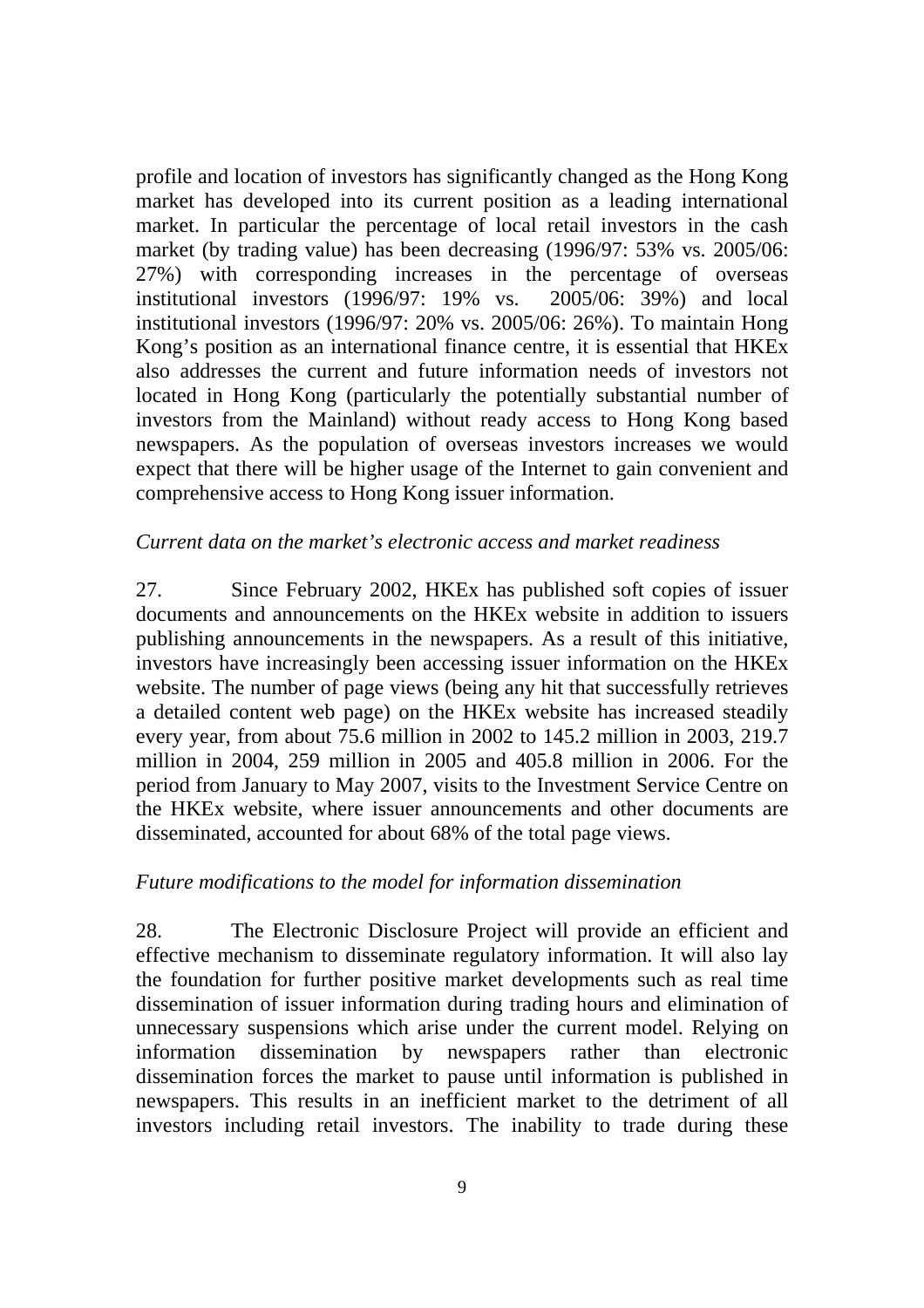profile and location of investors has significantly changed as the Hong Kong market has developed into its current position as a leading international market. In particular the percentage of local retail investors in the cash market (by trading value) has been decreasing (1996/97: 53% vs. 2005/06: 27%) with corresponding increases in the percentage of overseas institutional investors (1996/97: 19% vs. 2005/06: 39%) and local institutional investors (1996/97: 20% vs. 2005/06: 26%). To maintain Hong Kong's position as an international finance centre, it is essential that HKEx also addresses the current and future information needs of investors not located in Hong Kong (particularly the potentially substantial number of investors from the Mainland) without ready access to Hong Kong based newspapers. As the population of overseas investors increases we would expect that there will be higher usage of the Internet to gain convenient and comprehensive access to Hong Kong issuer information.

*Current data on the market's electronic access and market readiness*

27. Since February 2002, HKEx has published soft copies of issuer documents and announcements on the HKEx website in addition to issuers publishing announcements in the newspapers. As a result of this initiative, investors have increasingly been accessing issuer information on the HKEx website. The number of page views (being any hit that successfully retrieves a detailed content web page) on the HKEx website has increased steadily every year, from about 75.6 million in 2002 to 145.2 million in 2003, 219.7 million in 2004, 259 million in 2005 and 405.8 million in 2006. For the period from January to May 2007, visits to the Investment Service Centre on the HKEx website, where issuer announcements and other documents are disseminated, accounted for about 68% of the total page views.

*Future modifications to the model for information dissemination*

28. The Electronic Disclosure Project will provide an efficient and effective mechanism to disseminate regulatory information. It will also lay the foundation for further positive market developments such as real time dissemination of issuer information during trading hours and elimination of unnecessary suspensions which arise under the current model. Relying on information dissemination by newspapers rather than electronic dissemination forces the market to pause until information is published in newspapers. This results in an inefficient market to the detriment of all investors including retail investors. The inability to trade during these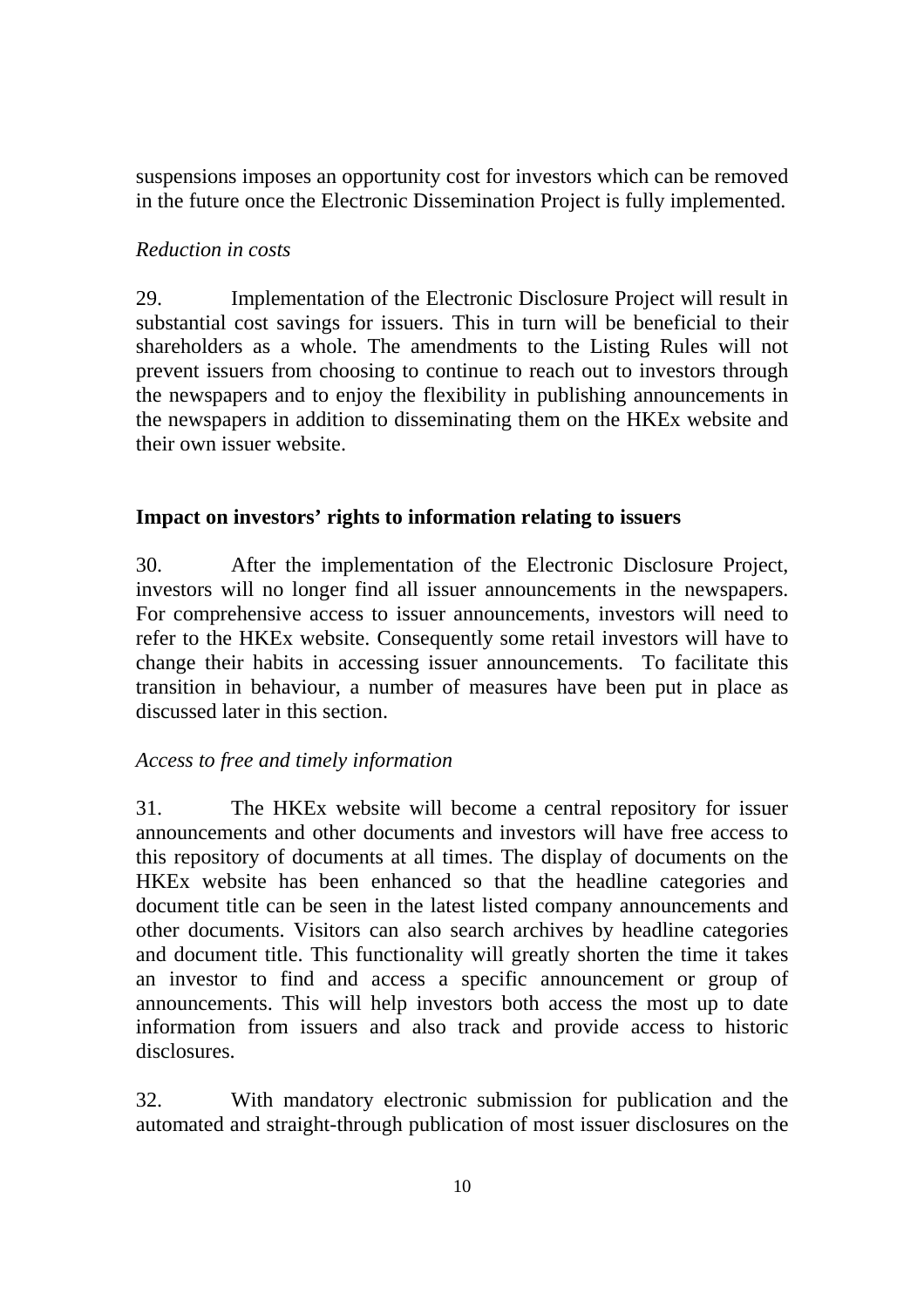suspensions imposes an opportunity cost for investors which can be removed in the future once the Electronic Dissemination Project is fully implemented.

*Reduction in costs*

29. Implementation of the Electronic Disclosure Project will result in substantial cost savings for issuers. This in turn will be beneficial to their shareholders as a whole. The amendments to the Listing Rules will not prevent issuers from choosing to continue to reach out to investors through the newspapers and to enjoy the flexibility in publishing announcements in the newspapers in addition to disseminating them on the HKEx website and their own issuer website.

**Impact on investors' rights to information relating to issuers**

30. After the implementation of the Electronic Disclosure Project, investors will no longer find all issuer announcements in the newspapers. For comprehensive access to issuer announcements, investors will need to refer to the HKEx website. Consequently some retail investors will have to change their habits in accessing issuer announcements. To facilitate this transition in behaviour, a number of measures have been put in place as discussed later in this section.

*Access to free and timely information*

31. The HKEx website will become a central repository for issuer announcements and other documents and investors will have free access to this repository of documents at all times. The display of documents on the HKEx website has been enhanced so that the headline categories and document title can be seen in the latest listed company announcements and other documents. Visitors can also search archives by headline categories and document title. This functionality will greatly shorten the time it takes an investor to find and access a specific announcement or group of announcements. This will help investors both access the most up to date information from issuers and also track and provide access to historic disclosures.

32. With mandatory electronic submission for publication and the automated and straight-through publication of most issuer disclosures on the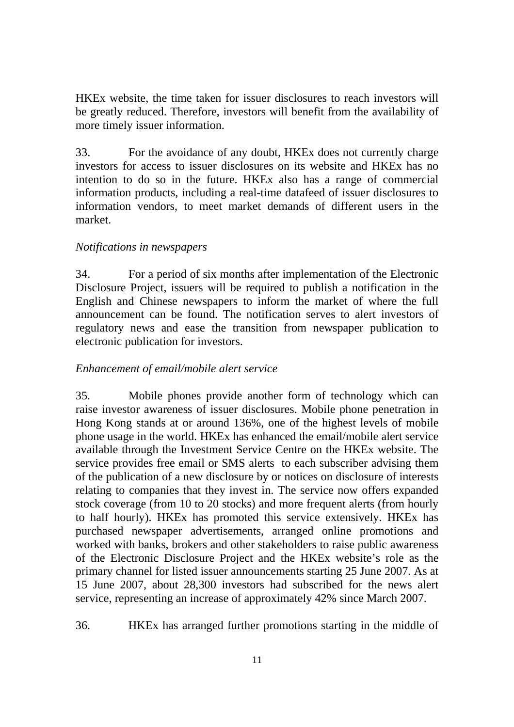HKEx website, the time taken for issuer disclosures to reach investors will be greatly reduced. Therefore, investors will benefit from the availability of more timely issuer information.

33. For the avoidance of any doubt, HKEx does not currently charge investors for access to issuer disclosures on its website and HKEx has no intention to do so in the future. HKEx also has a range of commercial information products, including a real-time datafeed of issuer disclosures to information vendors, to meet market demands of different users in the market.

*Notifications in newspapers*

34. For a period of six months after implementation of the Electronic Disclosure Project, issuers will be required to publish a notification in the English and Chinese newspapers to inform the market of where the full announcement can be found. The notification serves to alert investors of regulatory news and ease the transition from newspaper publication to electronic publication for investors.

*Enhancement of email/mobile alert service*

35. Mobile phones provide another form of technology which can raise investor awareness of issuer disclosures. Mobile phone penetration in Hong Kong stands at or around 136%, one of the highest levels of mobile phone usage in the world. HKEx has enhanced the email/mobile alert service available through the Investment Service Centre on the HKEx website. The service provides free email or SMS alerts to each subscriber advising them of the publication of a new disclosure by or notices on disclosure of interests relating to companies that they invest in. The service now offers expanded stock coverage (from 10 to 20 stocks) and more frequent alerts (from hourly to half hourly). HKEx has promoted this service extensively. HKEx has purchased newspaper advertisements, arranged online promotions and worked with banks, brokers and other stakeholders to raise public awareness of the Electronic Disclosure Project and the HKEx website's role as the primary channel for listed issuer announcements starting 25 June 2007. As at 15 June 2007, about 28,300 investors had subscribed for the news alert service, representing an increase of approximately 42% since March 2007.

36. HKEx has arranged further promotions starting in the middle of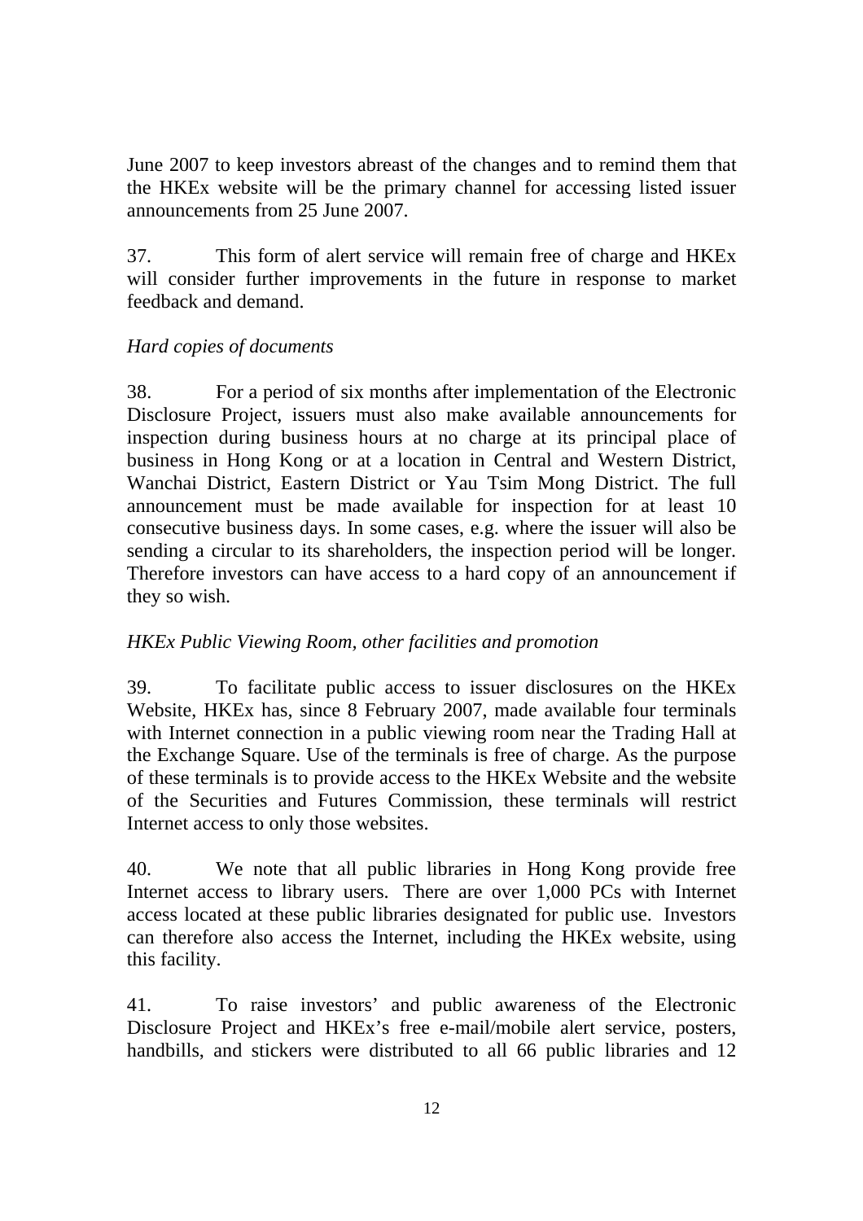June 2007 to keep investors abreast of the changes and to remind them that the HKEx website will be the primary channel for accessing listed issuer announcements from 25 June 2007.

37. This form of alert service will remain free of charge and HKEx will consider further improvements in the future in response to market feedback and demand.

*Hard copies of documents*

38. For a period of six months after implementation of the Electronic Disclosure Project, issuers must also make available announcements for inspection during business hours at no charge at its principal place of business in Hong Kong or at a location in Central and Western District, Wanchai District, Eastern District or Yau Tsim Mong District. The full announcement must be made available for inspection for at least 10 consecutive business days. In some cases, e.g. where the issuer will also be sending a circular to its shareholders, the inspection period will be longer. Therefore investors can have access to a hard copy of an announcement if they so wish.

*HKEx Public Viewing Room, other facilities and promotion*

39. To facilitate public access to issuer disclosures on the HKEx Website, HKEx has, since 8 February 2007, made available four terminals with Internet connection in a public viewing room near the Trading Hall at the Exchange Square. Use of the terminals is free of charge. As the purpose of these terminals is to provide access to the HKEx Website and the website of the Securities and Futures Commission, these terminals will restrict Internet access to only those websites.

40. We note that all public libraries in Hong Kong provide free Internet access to library users. There are over 1,000 PCs with Internet access located at these public libraries designated for public use. Investors can therefore also access the Internet, including the HKEx website, using this facility.

41. To raise investors' and public awareness of the Electronic Disclosure Project and HKEx's free e-mail/mobile alert service, posters, handbills, and stickers were distributed to all 66 public libraries and 12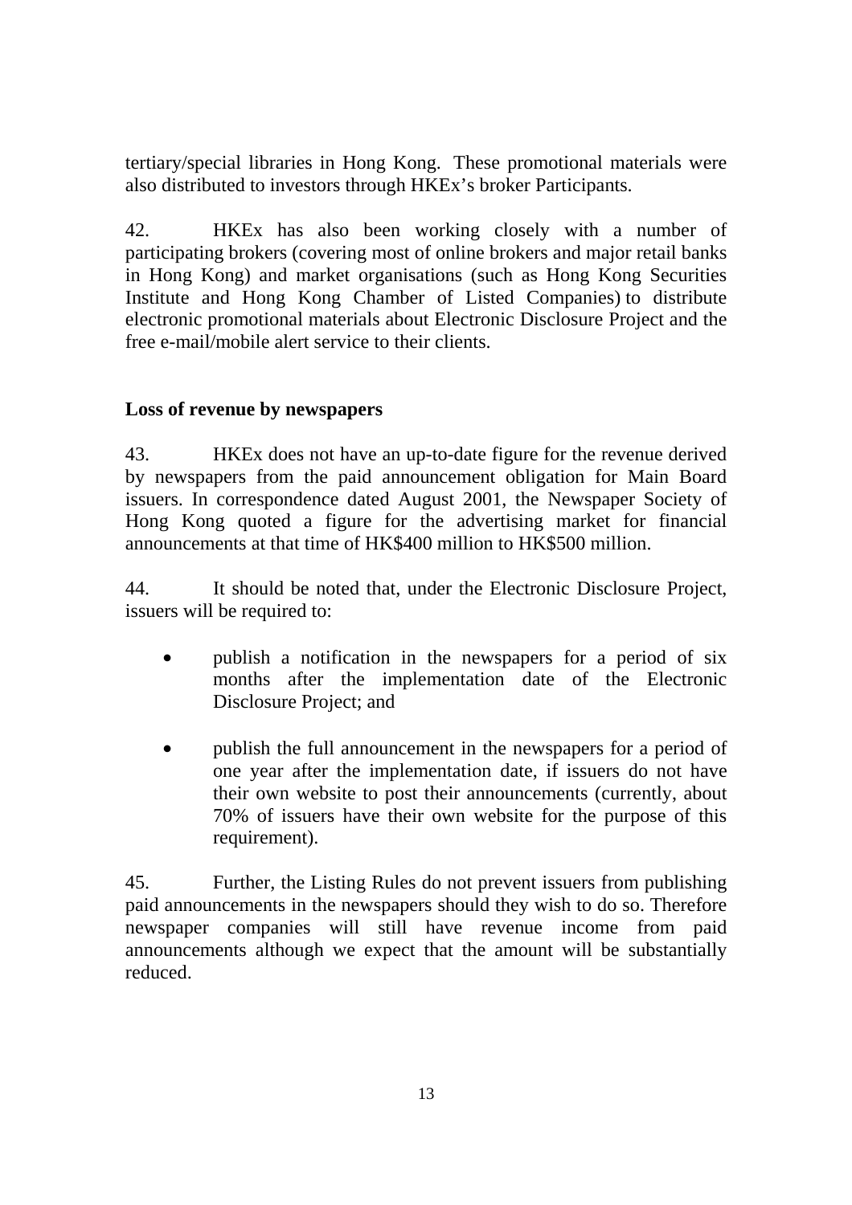tertiary/special libraries in Hong Kong. These promotional materials were also distributed to investors through HKEx's broker Participants.

42. HKEx has also been working closely with a number of participating brokers (covering most of online brokers and major retail banks in Hong Kong) and market organisations (such as Hong Kong Securities Institute and Hong Kong Chamber of Listed Companies) to distribute electronic promotional materials about Electronic Disclosure Project and the free e-mail/mobile alert service to their clients.

**Loss of revenue by newspapers**

43. HKEx does not have an up-to-date figure for the revenue derived by newspapers from the paid announcement obligation for Main Board issuers. In correspondence dated August 2001, the Newspaper Society of Hong Kong quoted a figure for the advertising market for financial announcements at that time of HK$400 million to HK$500 million.

44. It should be noted that, under the Electronic Disclosure Project, issuers will be required to:

- publish a notification in the newspapers for a period of six months after the implementation date of the Electronic Disclosure Project; and
- publish the full announcement in the newspapers for a period of one year after the implementation date, if issuers do not have their own website to post their announcements (currently, about 70% of issuers have their own website for the purpose of this requirement).

45. Further, the Listing Rules do not prevent issuers from publishing paid announcements in the newspapers should they wish to do so. Therefore newspaper companies will still have revenue income from paid announcements although we expect that the amount will be substantially reduced.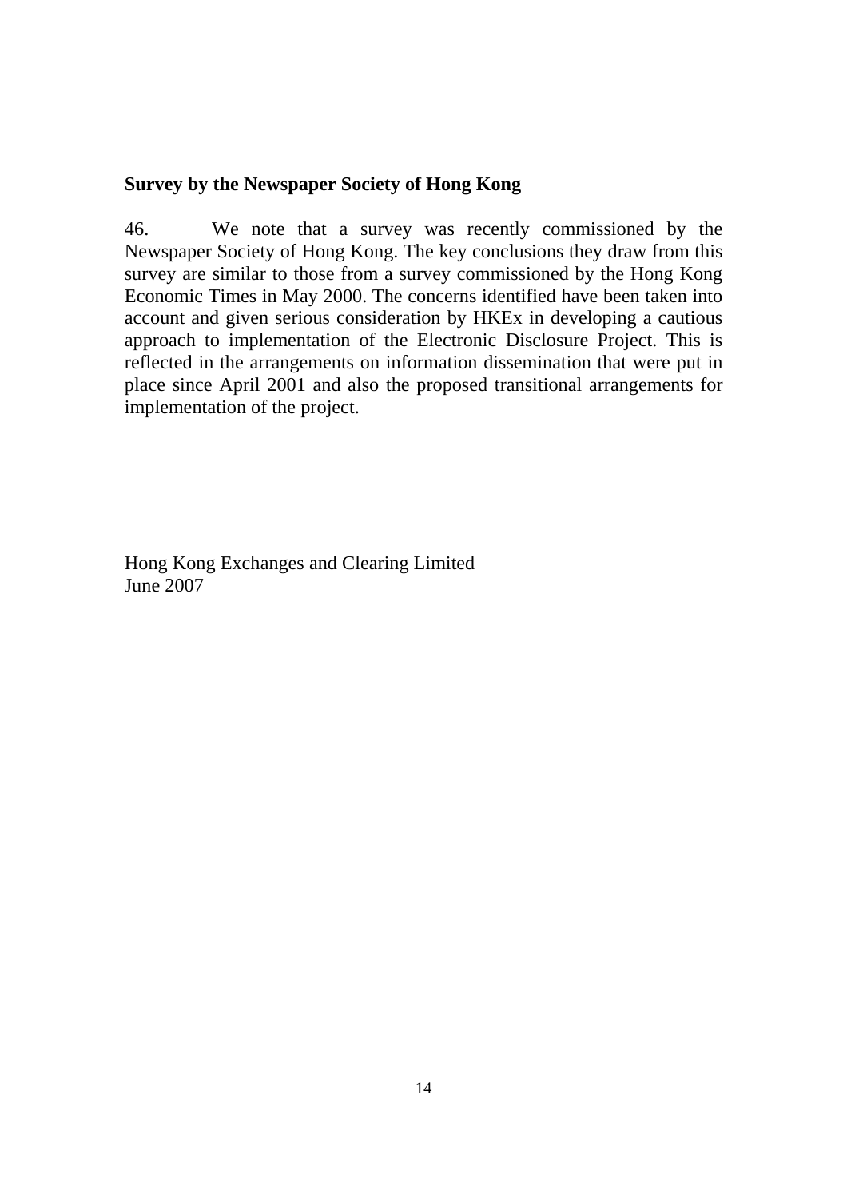**Survey by the Newspaper Society of Hong Kong**

46. We note that a survey was recently commissioned by the Newspaper Society of Hong Kong. The key conclusions they draw from this survey are similar to those from a survey commissioned by the Hong Kong Economic Times in May 2000. The concerns identified have been taken into account and given serious consideration by HKEx in developing a cautious approach to implementation of the Electronic Disclosure Project. This is reflected in the arrangements on information dissemination that were put in place since April 2001 and also the proposed transitional arrangements for implementation of the project.

Hong Kong Exchanges and Clearing Limited
June 2007